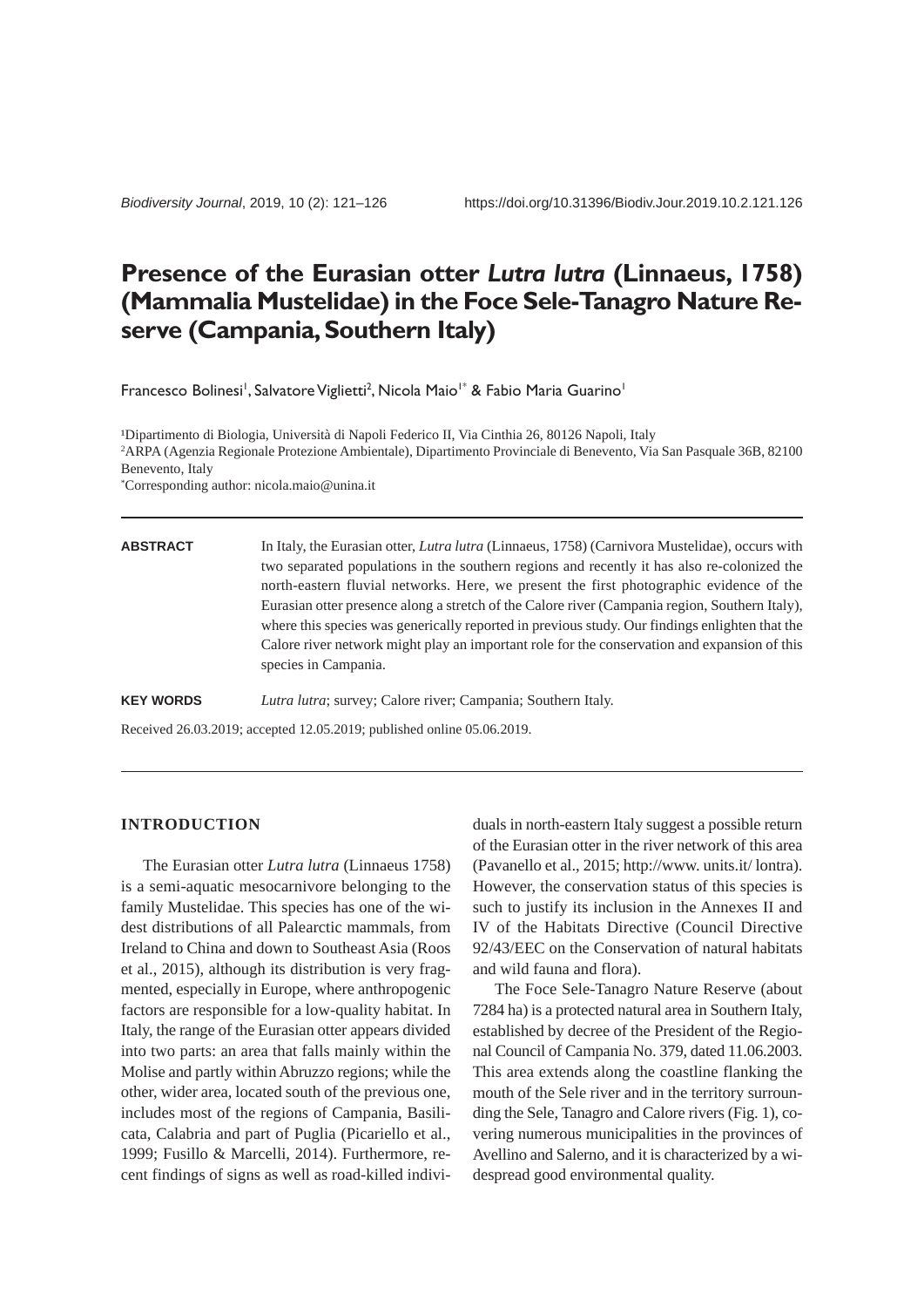# Presence of the Eurasian otter *Lutra lutra* (Linnaeus, 1758) (Mammalia Mustelidae) in the Foce Sele-Tanagro Nature Reserve (Campania, Southern Italy)

Francesco Bolinesi[1], Salvatore Viglietti[2], Nicola Maio[1*] & Fabio Maria Guarino[1]

[1]Dipartimento di Biologia, Università di Napoli Federico II, Via Cinthia 26, 80126 Napoli, Italy
[2]ARPA (Agenzia Regionale Protezione Ambientale), Dipartimento Provinciale di Benevento, Via San Pasquale 36B, 82100 Benevento, Italy
[*]Corresponding author: nicola.maio@unina.it

**ABSTRACT** In Italy, the Eurasian otter, *Lutra lutra* (Linnaeus, 1758) (Carnivora Mustelidae), occurs with two separated populations in the southern regions and recently it has also re-colonized the north-eastern fluvial networks. Here, we present the first photographic evidence of the Eurasian otter presence along a stretch of the Calore river (Campania region, Southern Italy), where this species was generically reported in previous study. Our findings enlighten that the Calore river network might play an important role for the conservation and expansion of this species in Campania.

**KEY WORDS** *Lutra lutra*; survey; Calore river; Campania; Southern Italy.

Received 26.03.2019; accepted 12.05.2019; published online 05.06.2019.

## INTRODUCTION

The Eurasian otter *Lutra lutra* (Linnaeus 1758) is a semi-aquatic mesocarnivore belonging to the family Mustelidae. This species has one of the widest distributions of all Palearctic mammals, from Ireland to China and down to Southeast Asia (Roos et al., 2015), although its distribution is very fragmented, especially in Europe, where anthropogenic factors are responsible for a low-quality habitat. In Italy, the range of the Eurasian otter appears divided into two parts: an area that falls mainly within the Molise and partly within Abruzzo regions; while the other, wider area, located south of the previous one, includes most of the regions of Campania, Basilicata, Calabria and part of Puglia (Picariello et al., 1999; Fusillo & Marcelli, 2014). Furthermore, recent findings of signs as well as road-killed individuals in north-eastern Italy suggest a possible return of the Eurasian otter in the river network of this area (Pavanello et al., 2015; http://www. units.it/ lontra). However, the conservation status of this species is such to justify its inclusion in the Annexes II and IV of the Habitats Directive (Council Directive 92/43/EEC on the Conservation of natural habitats and wild fauna and flora).

The Foce Sele-Tanagro Nature Reserve (about 7284 ha) is a protected natural area in Southern Italy, established by decree of the President of the Regional Council of Campania No. 379, dated 11.06.2003. This area extends along the coastline flanking the mouth of the Sele river and in the territory surrounding the Sele, Tanagro and Calore rivers (Fig. 1), covering numerous municipalities in the provinces of Avellino and Salerno, and it is characterized by a widespread good environmental quality.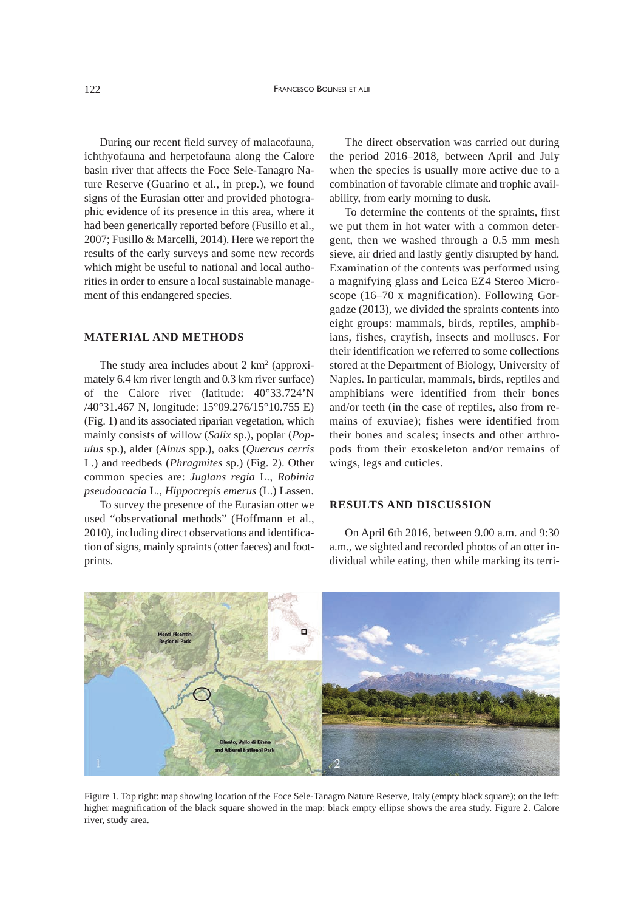During our recent field survey of malacofauna, ichthyofauna and herpetofauna along the Calore basin river that affects the Foce Sele-Tanagro Nature Reserve (Guarino et al., in prep.), we found signs of the Eurasian otter and provided photographic evidence of its presence in this area, where it had been generically reported before (Fusillo et al., 2007; Fusillo & Marcelli, 2014). Here we report the results of the early surveys and some new records which might be useful to national and local authorities in order to ensure a local sustainable management of this endangered species.

## MATERIAL AND METHODS

The study area includes about 2 km$^2$ (approximately 6.4 km river length and 0.3 km river surface) of the Calore river (latitude: 40°33.724'N /40°31.467 N, longitude: 15°09.276/15°10.755 E) (Fig. 1) and its associated riparian vegetation, which mainly consists of willow (*Salix* sp.), poplar (*Populus* sp.), alder (*Alnus* spp.), oaks (*Quercus cerris* L.) and reedbeds (*Phragmites* sp.) (Fig. 2). Other common species are: *Juglans regia* L., *Robinia pseudoacacia* L., *Hippocrepis emerus* (L.) Lassen.

To survey the presence of the Eurasian otter we used "observational methods" (Hoffmann et al., 2010), including direct observations and identification of signs, mainly spraints (otter faeces) and footprints.

The direct observation was carried out during the period 2016–2018, between April and July when the species is usually more active due to a combination of favorable climate and trophic availability, from early morning to dusk.

To determine the contents of the spraints, first we put them in hot water with a common detergent, then we washed through a 0.5 mm mesh sieve, air dried and lastly gently disrupted by hand. Examination of the contents was performed using a magnifying glass and Leica EZ4 Stereo Microscope (16–70 x magnification). Following Gorgadze (2013), we divided the spraints contents into eight groups: mammals, birds, reptiles, amphibians, fishes, crayfish, insects and molluscs. For their identification we referred to some collections stored at the Department of Biology, University of Naples. In particular, mammals, birds, reptiles and amphibians were identified from their bones and/or teeth (in the case of reptiles, also from remains of exuviae); fishes were identified from their bones and scales; insects and other arthropods from their exoskeleton and/or remains of wings, legs and cuticles.

## RESULTS AND DISCUSSION

On April 6th 2016, between 9.00 a.m. and 9:30 a.m., we sighted and recorded photos of an otter individual while eating, then while marking its terri-

Figure 1. Top right: map showing location of the Foce Sele-Tanagro Nature Reserve, Italy (empty black square); on the left: higher magnification of the black square showed in the map: black empty ellipse shows the area study. Figure 2. Calore river, study area.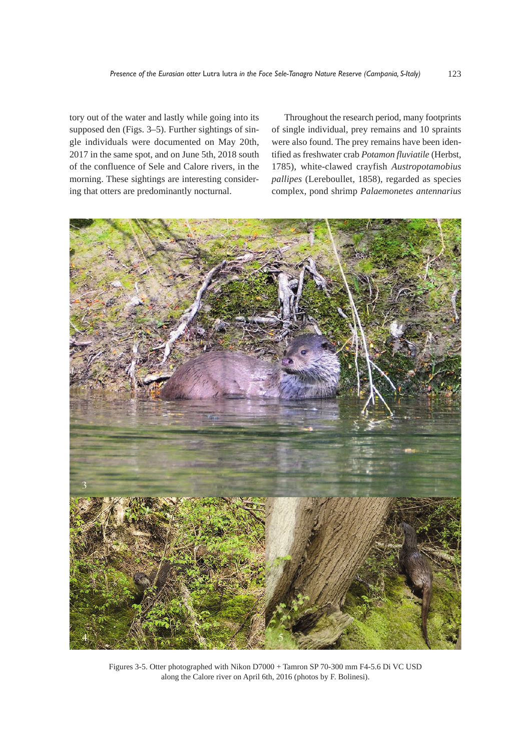tory out of the water and lastly while going into its supposed den (Figs. 3–5). Further sightings of single individuals were documented on May 20th, 2017 in the same spot, and on June 5th, 2018 south of the confluence of Sele and Calore rivers, in the morning. These sightings are interesting considering that otters are predominantly nocturnal.

Throughout the research period, many footprints of single individual, prey remains and 10 spraints were also found. The prey remains have been identified as freshwater crab *Potamon fluviatile* (Herbst, 1785), white-clawed crayfish *Austropotamobius pallipes* (Lereboullet, 1858), regarded as species complex, pond shrimp *Palaemonetes antennarius*

Figures 3-5. Otter photographed with Nikon D7000 + Tamron SP 70-300 mm F4-5.6 Di VC USD along the Calore river on April 6th, 2016 (photos by F. Bolinesi).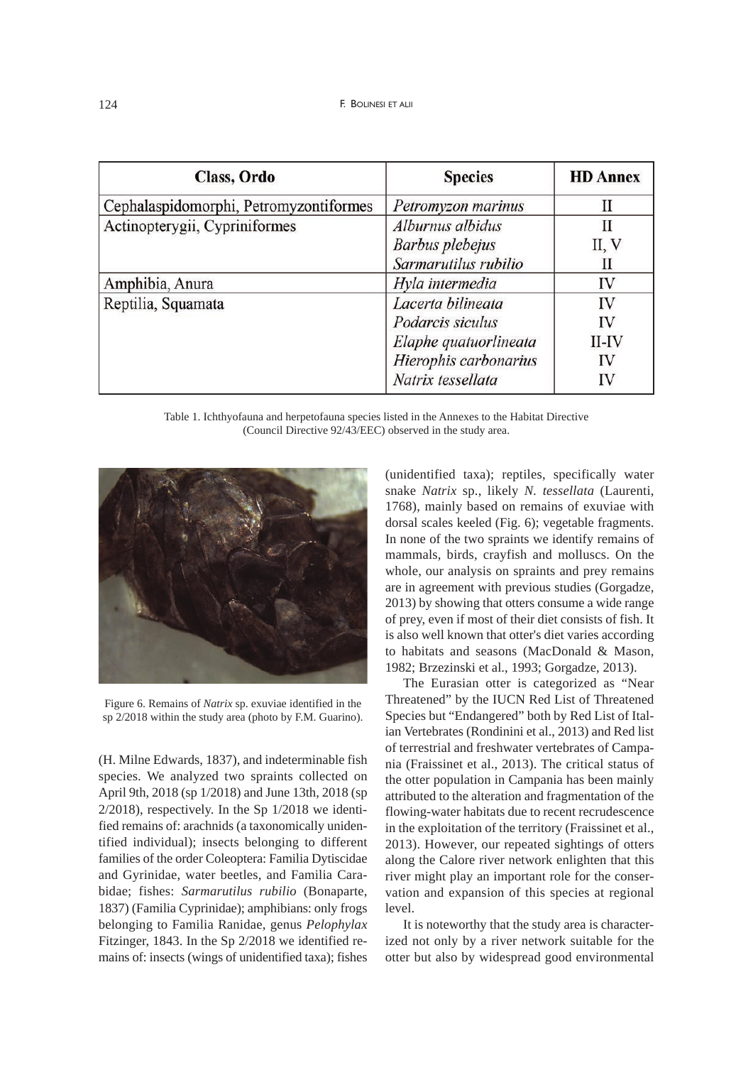| Class, Ordo | Species | HD Annex |
|---|---|---|
| Cephalaspidomorphi, Petromyzontiformes | *Petromyzon marinus* | II |
| Actinopterygii, Cypriniformes | *Alburnus albidus* | II |
| | *Barbus plebejus* | II, V |
| | *Sarmarutilus rubilio* | II |
| Amphibia, Anura | *Hyla intermedia* | IV |
| Reptilia, Squamata | *Lacerta bilineata* | IV |
| | *Podarcis siculus* | IV |
| | *Elaphe quatuorlineata* | II-IV |
| | *Hierophis carbonarius* | IV |
| | *Natrix tessellata* | IV |

Table 1. Ichthyofauna and herpetofauna species listed in the Annexes to the Habitat Directive (Council Directive 92/43/EEC) observed in the study area.

Figure 6. Remains of *Natrix* sp. exuviae identified in the sp 2/2018 within the study area (photo by F.M. Guarino).

(H. Milne Edwards, 1837), and indeterminable fish species. We analyzed two spraints collected on April 9th, 2018 (sp 1/2018) and June 13th, 2018 (sp 2/2018), respectively. In the Sp 1/2018 we identified remains of: arachnids (a taxonomically unidentified individual); insects belonging to different families of the order Coleoptera: Familia Dytiscidae and Gyrinidae, water beetles, and Familia Carabidae; fishes: *Sarmarutilus rubilio* (Bonaparte, 1837) (Familia Cyprinidae); amphibians: only frogs belonging to Familia Ranidae, genus *Pelophylax* Fitzinger, 1843. In the Sp 2/2018 we identified remains of: insects (wings of unidentified taxa); fishes (unidentified taxa); reptiles, specifically water snake *Natrix* sp., likely *N. tessellata* (Laurenti, 1768), mainly based on remains of exuviae with dorsal scales keeled (Fig. 6); vegetable fragments. In none of the two spraints we identify remains of mammals, birds, crayfish and molluscs. On the whole, our analysis on spraints and prey remains are in agreement with previous studies (Gorgadze, 2013) by showing that otters consume a wide range of prey, even if most of their diet consists of fish. It is also well known that otter's diet varies according to habitats and seasons (MacDonald & Mason, 1982; Brzezinski et al., 1993; Gorgadze, 2013).

The Eurasian otter is categorized as "Near Threatened" by the IUCN Red List of Threatened Species but "Endangered" both by Red List of Italian Vertebrates (Rondinini et al., 2013) and Red list of terrestrial and freshwater vertebrates of Campania (Fraissinet et al., 2013). The critical status of the otter population in Campania has been mainly attributed to the alteration and fragmentation of the flowing-water habitats due to recent recrudescence in the exploitation of the territory (Fraissinet et al., 2013). However, our repeated sightings of otters along the Calore river network enlighten that this river might play an important role for the conservation and expansion of this species at regional level.

It is noteworthy that the study area is characterized not only by a river network suitable for the otter but also by widespread good environmental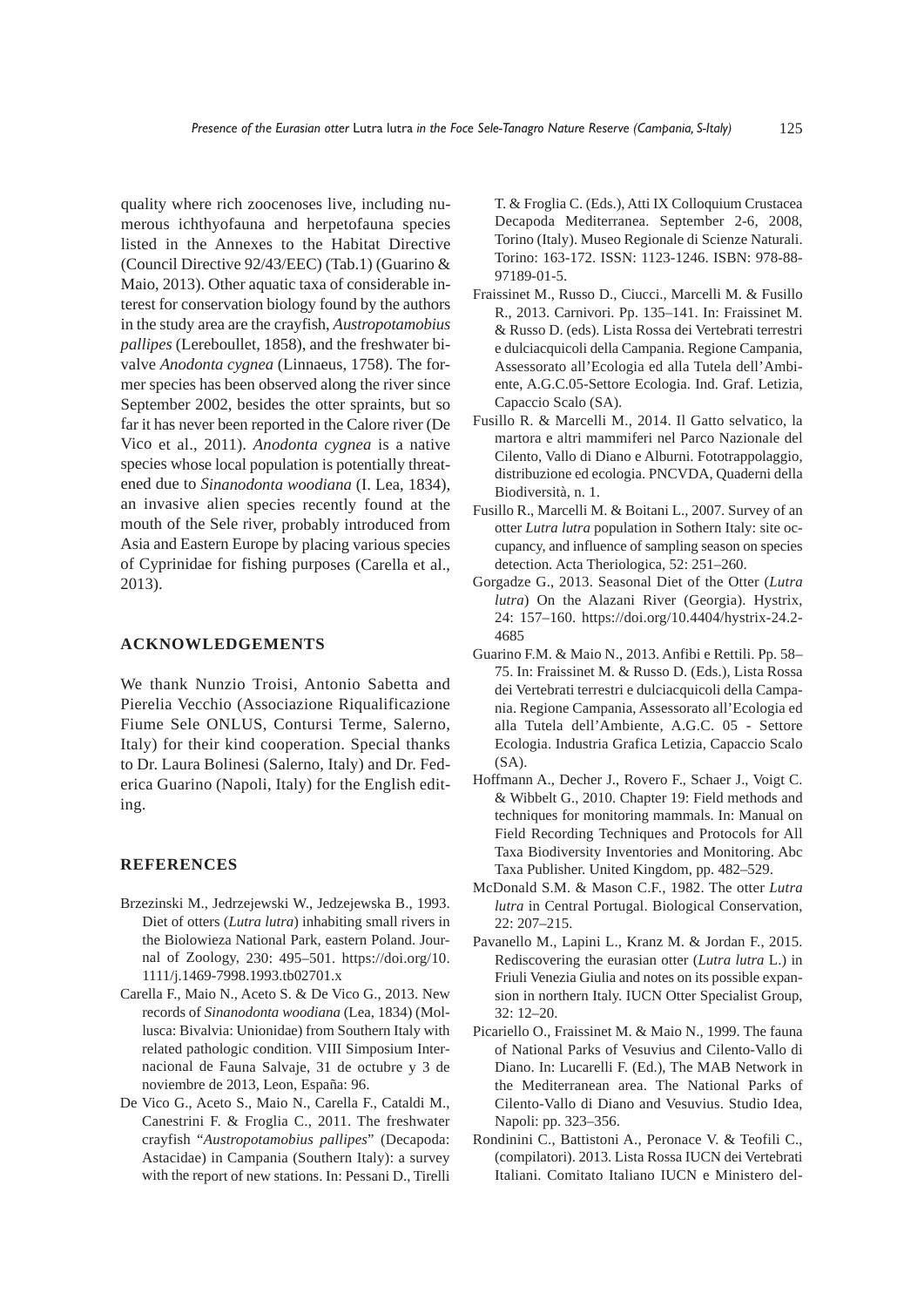quality where rich zoocenoses live, including numerous ichthyofauna and herpetofauna species listed in the Annexes to the Habitat Directive (Council Directive 92/43/EEC) (Tab.1) (Guarino & Maio, 2013). Other aquatic taxa of considerable interest for conservation biology found by the authors in the study area are the crayfish, *Austropotamobius pallipes* (Lereboullet, 1858), and the freshwater bivalve *Anodonta cygnea* (Linnaeus, 1758). The former species has been observed along the river since September 2002, besides the otter spraints, but so far it has never been reported in the Calore river (De Vico et al., 2011). *Anodonta cygnea* is a native species whose local population is potentially threatened due to *Sinanodonta woodiana* (I. Lea, 1834), an invasive alien species recently found at the mouth of the Sele river, probably introduced from Asia and Eastern Europe by placing various species of Cyprinidae for fishing purposes (Carella et al., 2013).

## ACKNOWLEDGEMENTS

We thank Nunzio Troisi, Antonio Sabetta and Pierelia Vecchio (Associazione Riqualificazione Fiume Sele ONLUS, Contursi Terme, Salerno, Italy) for their kind cooperation. Special thanks to Dr. Laura Bolinesi (Salerno, Italy) and Dr. Federica Guarino (Napoli, Italy) for the English editing.

## REFERENCES

- Brzezinski M., Jedrzejewski W., Jedzejewska B., 1993. Diet of otters (*Lutra lutra*) inhabiting small rivers in the Biolowieza National Park, eastern Poland. Journal of Zoology, 230: 495–501. https://doi.org/10.1111/j.1469-7998.1993.tb02701.x
- Carella F., Maio N., Aceto S. & De Vico G., 2013. New records of *Sinanodonta woodiana* (Lea, 1834) (Mollusca: Bivalvia: Unionidae) from Southern Italy with related pathologic condition. VIII Simposium Internacional de Fauna Salvaje, 31 de octubre y 3 de noviembre de 2013, Leon, España: 96.
- De Vico G., Aceto S., Maio N., Carella F., Cataldi M., Canestrini F. & Froglia C., 2011. The freshwater crayfish "*Austropotamobius pallipes*" (Decapoda: Astacidae) in Campania (Southern Italy): a survey with the report of new stations. In: Pessani D., Tirelli T. & Froglia C. (Eds.), Atti IX Colloquium Crustacea Decapoda Mediterranea. September 2-6, 2008, Torino (Italy). Museo Regionale di Scienze Naturali. Torino: 163-172. ISSN: 1123-1246. ISBN: 978-88-97189-01-5.
- Fraissinet M., Russo D., Ciucci., Marcelli M. & Fusillo R., 2013. Carnivori. Pp. 135–141. In: Fraissinet M. & Russo D. (eds). Lista Rossa dei Vertebrati terrestri e dulciacquicoli della Campania. Regione Campania, Assessorato all'Ecologia ed alla Tutela dell'Ambiente, A.G.C.05-Settore Ecologia. Ind. Graf. Letizia, Capaccio Scalo (SA).
- Fusillo R. & Marcelli M., 2014. Il Gatto selvatico, la martora e altri mammiferi nel Parco Nazionale del Cilento, Vallo di Diano e Alburni. Fototrappolaggio, distribuzione ed ecologia. PNCVDA, Quaderni della Biodiversità, n. 1.
- Fusillo R., Marcelli M. & Boitani L., 2007. Survey of an otter *Lutra lutra* population in Sothern Italy: site occupancy, and influence of sampling season on species detection. Acta Theriologica, 52: 251–260.
- Gorgadze G., 2013. Seasonal Diet of the Otter (*Lutra lutra*) On the Alazani River (Georgia). Hystrix, 24: 157–160. https://doi.org/10.4404/hystrix-24.2-4685
- Guarino F.M. & Maio N., 2013. Anfibi e Rettili. Pp. 58–75. In: Fraissinet M. & Russo D. (Eds.), Lista Rossa dei Vertebrati terrestri e dulciacquicoli della Campania. Regione Campania, Assessorato all'Ecologia ed alla Tutela dell'Ambiente, A.G.C. 05 - Settore Ecologia. Industria Grafica Letizia, Capaccio Scalo (SA).
- Hoffmann A., Decher J., Rovero F., Schaer J., Voigt C. & Wibbelt G., 2010. Chapter 19: Field methods and techniques for monitoring mammals. In: Manual on Field Recording Techniques and Protocols for All Taxa Biodiversity Inventories and Monitoring. Abc Taxa Publisher. United Kingdom, pp. 482–529.
- McDonald S.M. & Mason C.F., 1982. The otter *Lutra lutra* in Central Portugal. Biological Conservation, 22: 207–215.
- Pavanello M., Lapini L., Kranz M. & Jordan F., 2015. Rediscovering the eurasian otter (*Lutra lutra* L.) in Friuli Venezia Giulia and notes on its possible expansion in northern Italy. IUCN Otter Specialist Group, 32: 12–20.
- Picariello O., Fraissinet M. & Maio N., 1999. The fauna of National Parks of Vesuvius and Cilento-Vallo di Diano. In: Lucarelli F. (Ed.), The MAB Network in the Mediterranean area. The National Parks of Cilento-Vallo di Diano and Vesuvius. Studio Idea, Napoli: pp. 323–356.
- Rondinini C., Battistoni A., Peronace V. & Teofili C., (compilatori). 2013. Lista Rossa IUCN dei Vertebrati Italiani. Comitato Italiano IUCN e Ministero del-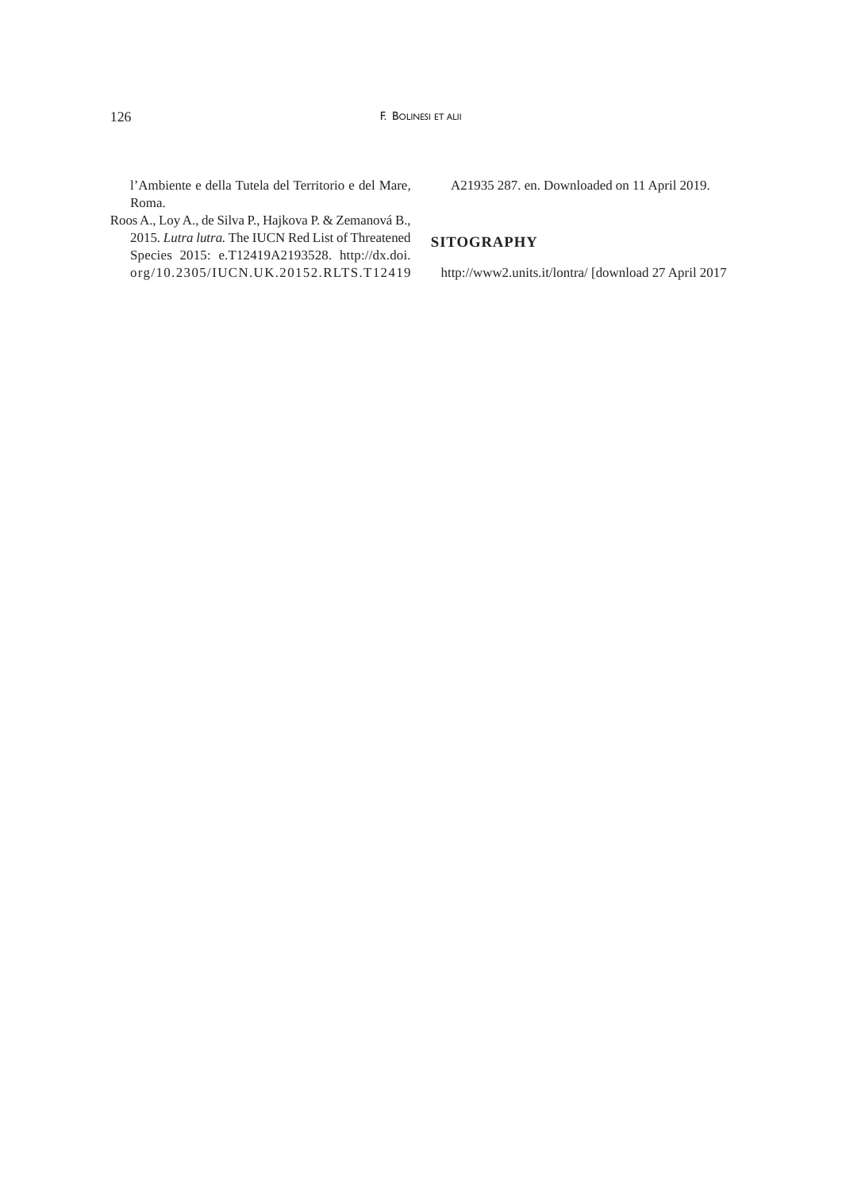l’Ambiente e della Tutela del Territorio e del Mare, Roma.

Roos A., Loy A., de Silva P., Hajkova P. & Zemanová B., 2015. *Lutra lutra.* The IUCN Red List of Threatened Species 2015: e.T12419A2193528. http://dx.doi.org/10.2305/IUCN.UK.20152.RLTS.T12419A21935 287. en. Downloaded on 11 April 2019.

## SITOGRAPHY

http://www2.units.it/lontra/ [download 27 April 2017